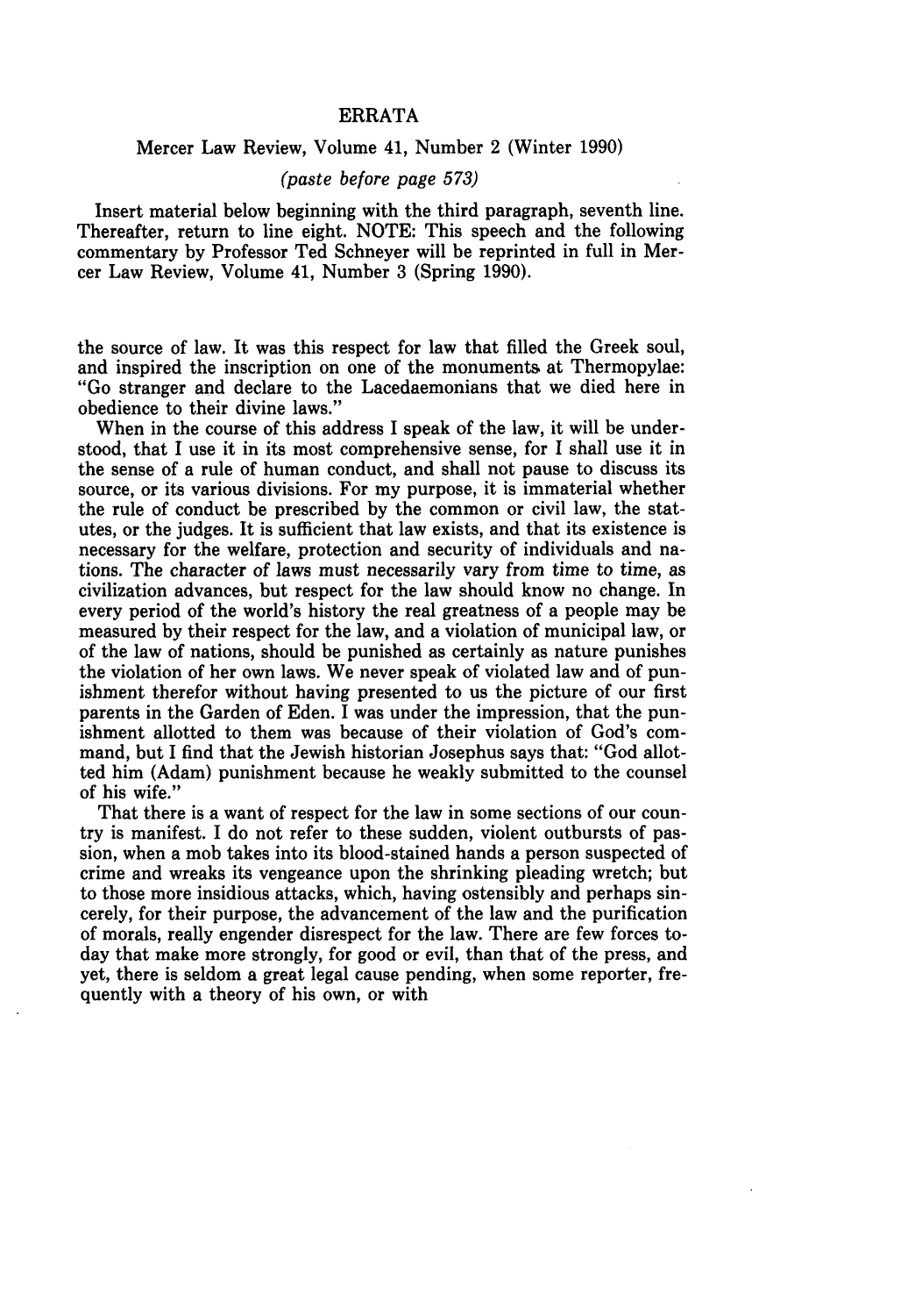# ERRATA

## Mercer Law Review, Volume 41, Number 2 (Winter 1990)

*(paste before page 573)*

Insert material below beginning with the third paragraph, seventh line. Thereafter, return to line eight. NOTE: This speech and the following commentary by Professor Ted Schneyer will be reprinted in full in Mercer Law Review, Volume 41, Number 3 (Spring 1990).

the source of law. It was this respect for law that filled the Greek soul, and inspired the inscription on one of the monuments at Thermopylae: "Go stranger and declare to the Lacedaemonians that we died here in obedience to their divine laws."

When in the course of this address I speak of the law, it will be understood, that I use it in its most comprehensive sense, for I shall use it in the sense of a rule of human conduct, and shall not pause to discuss its source, or its various divisions. For my purpose, it is immaterial whether the rule of conduct be prescribed by the common or civil law, the statutes, or the judges. It is sufficient that law exists, and that its existence is necessary for the welfare, protection and security of individuals and nations. The character of laws must necessarily vary from time to time, as civilization advances, but respect for the law should know no change. In every period of the world's history the real greatness of a people may be measured by their respect for the law, and a violation of municipal law, or of the law of nations, should be punished as certainly as nature punishes the violation of her own laws. We never speak of violated law and of punishment therefor without having presented to us the picture of our first parents in the Garden of Eden. I was under the impression, that the punishment allotted to them was because of their violation of God's command, but I find that the Jewish historian Josephus says that: "God allotted him (Adam) punishment because he weakly submitted to the counsel of his wife."

That there is a want of respect for the law in some sections of our country is manifest. I do not refer to these sudden, violent outbursts of passion, when a mob takes into its blood-stained hands a person suspected of crime and wreaks its vengeance upon the shrinking pleading wretch; but to those more insidious attacks, which, having ostensibly and perhaps sincerely, for their purpose, the advancement of the law and the purification of morals, really engender disrespect for the law. There are few forces today that make more strongly, for good or evil, than that of the press, and yet, there is seldom a great legal cause pending, when some reporter, frequently with a theory of his own, or with